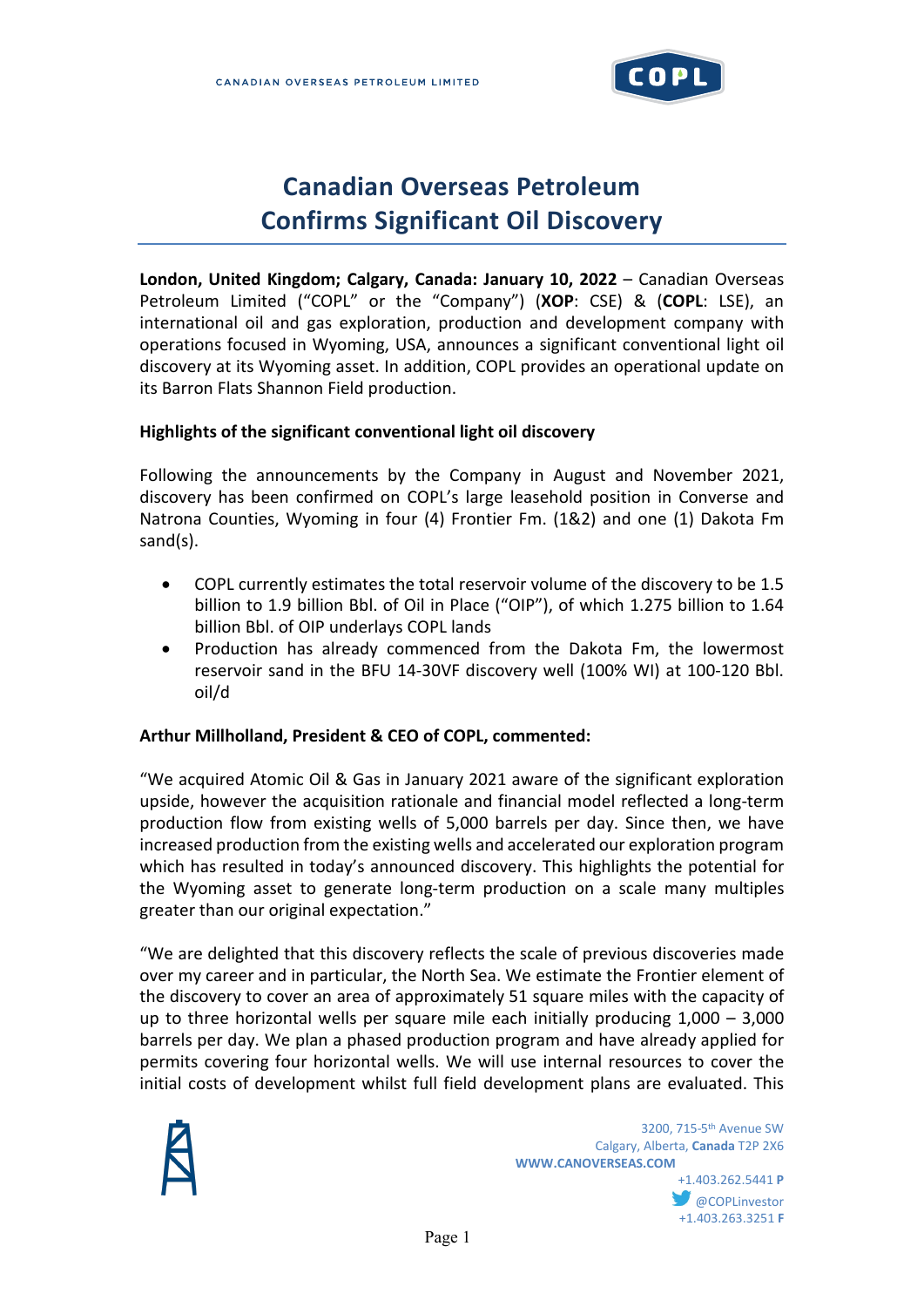# Canadian Overseas Petroleum Confirms Significant Oil Discovery

**London, United Kingdom; Calgary, Canada: January 10, 2022** – Canadian Overseas Petroleum Limited ("COPL" or the "Company") (**XOP**: CSE) & (**COPL**: LSE), an international oil and gas exploration, production and development company with operations focused in Wyoming, USA, announces a significant conventional light oil discovery at its Wyoming asset. In addition, COPL provides an operational update on its Barron Flats Shannon Field production.

### Highlights of the significant conventional light oil discovery

Following the announcements by the Company in August and November 2021, discovery has been confirmed on COPL's large leasehold position in Converse and Natrona Counties, Wyoming in four (4) Frontier Fm. (1&2) and one (1) Dakota Fm sand(s).

- COPL currently estimates the total reservoir volume of the discovery to be 1.5 billion to 1.9 billion Bbl. of Oil in Place ("OIP"), of which 1.275 billion to 1.64 billion Bbl. of OIP underlays COPL lands
- Production has already commenced from the Dakota Fm, the lowermost reservoir sand in the BFU 14-30VF discovery well (100% WI) at 100-120 Bbl. oil/d

### Arthur Millholland, President & CEO of COPL, commented:

"We acquired Atomic Oil & Gas in January 2021 aware of the significant exploration upside, however the acquisition rationale and financial model reflected a long-term production flow from existing wells of 5,000 barrels per day. Since then, we have increased production from the existing wells and accelerated our exploration program which has resulted in today's announced discovery. This highlights the potential for the Wyoming asset to generate long-term production on a scale many multiples greater than our original expectation."

"We are delighted that this discovery reflects the scale of previous discoveries made over my career and in particular, the North Sea. We estimate the Frontier element of the discovery to cover an area of approximately 51 square miles with the capacity of up to three horizontal wells per square mile each initially producing 1,000 – 3,000 barrels per day. We plan a phased production program and have already applied for permits covering four horizontal wells. We will use internal resources to cover the initial costs of development whilst full field development plans are evaluated. This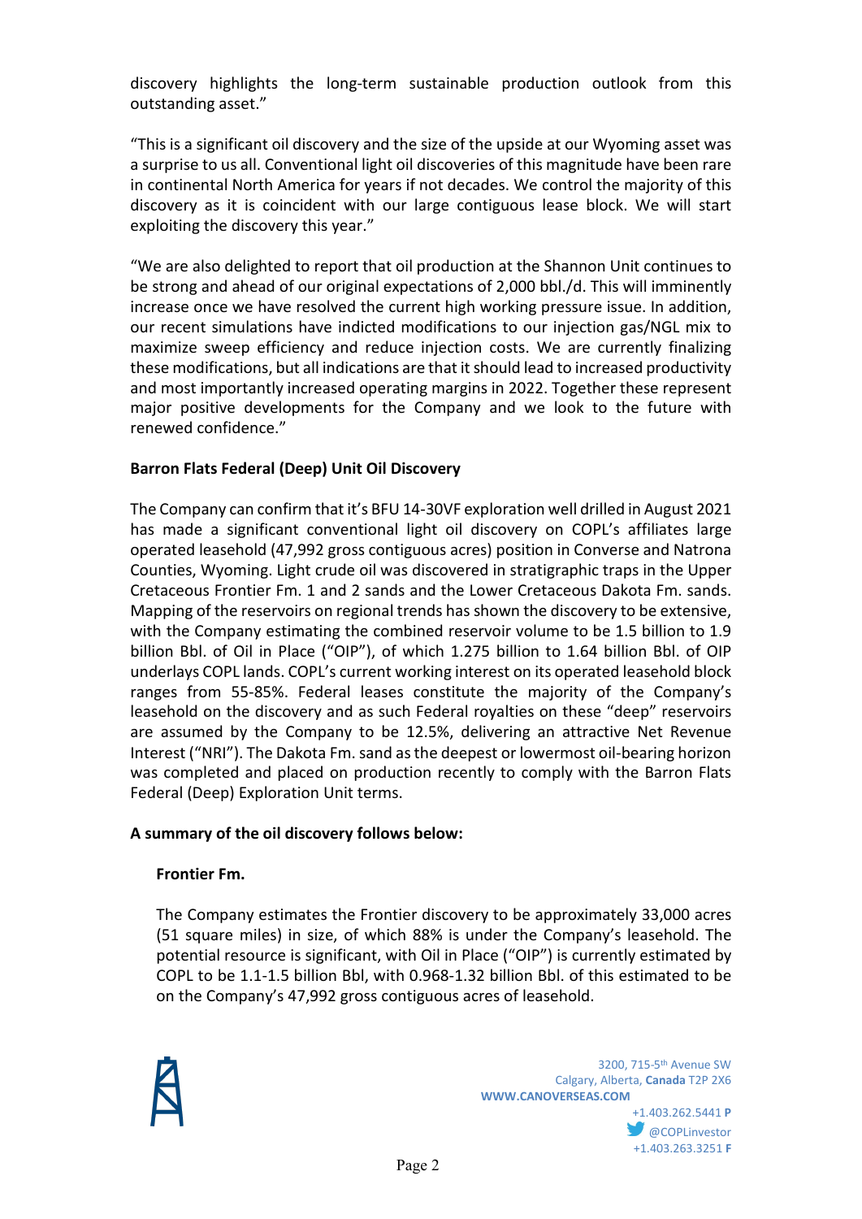discovery highlights the long-term sustainable production outlook from this outstanding asset."

"This is a significant oil discovery and the size of the upside at our Wyoming asset was a surprise to us all. Conventional light oil discoveries of this magnitude have been rare in continental North America for years if not decades. We control the majority of this discovery as it is coincident with our large contiguous lease block. We will start exploiting the discovery this year."

"We are also delighted to report that oil production at the Shannon Unit continues to be strong and ahead of our original expectations of 2,000 bbl./d. This will imminently increase once we have resolved the current high working pressure issue. In addition, our recent simulations have indicted modifications to our injection gas/NGL mix to maximize sweep efficiency and reduce injection costs. We are currently finalizing these modifications, but all indications are that it should lead to increased productivity and most importantly increased operating margins in 2022. Together these represent major positive developments for the Company and we look to the future with renewed confidence."

**Barron Flats Federal (Deep) Unit Oil Discovery**

The Company can confirm that it's BFU 14-30VF exploration well drilled in August 2021 has made a significant conventional light oil discovery on COPL's affiliates large operated leasehold (47,992 gross contiguous acres) position in Converse and Natrona Counties, Wyoming. Light crude oil was discovered in stratigraphic traps in the Upper Cretaceous Frontier Fm. 1 and 2 sands and the Lower Cretaceous Dakota Fm. sands. Mapping of the reservoirs on regional trends has shown the discovery to be extensive, with the Company estimating the combined reservoir volume to be 1.5 billion to 1.9 billion Bbl. of Oil in Place ("OIP"), of which 1.275 billion to 1.64 billion Bbl. of OIP underlays COPL lands. COPL's current working interest on its operated leasehold block ranges from 55-85%. Federal leases constitute the majority of the Company's leasehold on the discovery and as such Federal royalties on these "deep" reservoirs are assumed by the Company to be 12.5%, delivering an attractive Net Revenue Interest ("NRI"). The Dakota Fm. sand as the deepest or lowermost oil-bearing horizon was completed and placed on production recently to comply with the Barron Flats Federal (Deep) Exploration Unit terms.

**A summary of the oil discovery follows below:**

**Frontier Fm.**

The Company estimates the Frontier discovery to be approximately 33,000 acres (51 square miles) in size, of which 88% is under the Company's leasehold. The potential resource is significant, with Oil in Place ("OIP") is currently estimated by COPL to be 1.1-1.5 billion Bbl, with 0.968-1.32 billion Bbl. of this estimated to be on the Company's 47,992 gross contiguous acres of leasehold.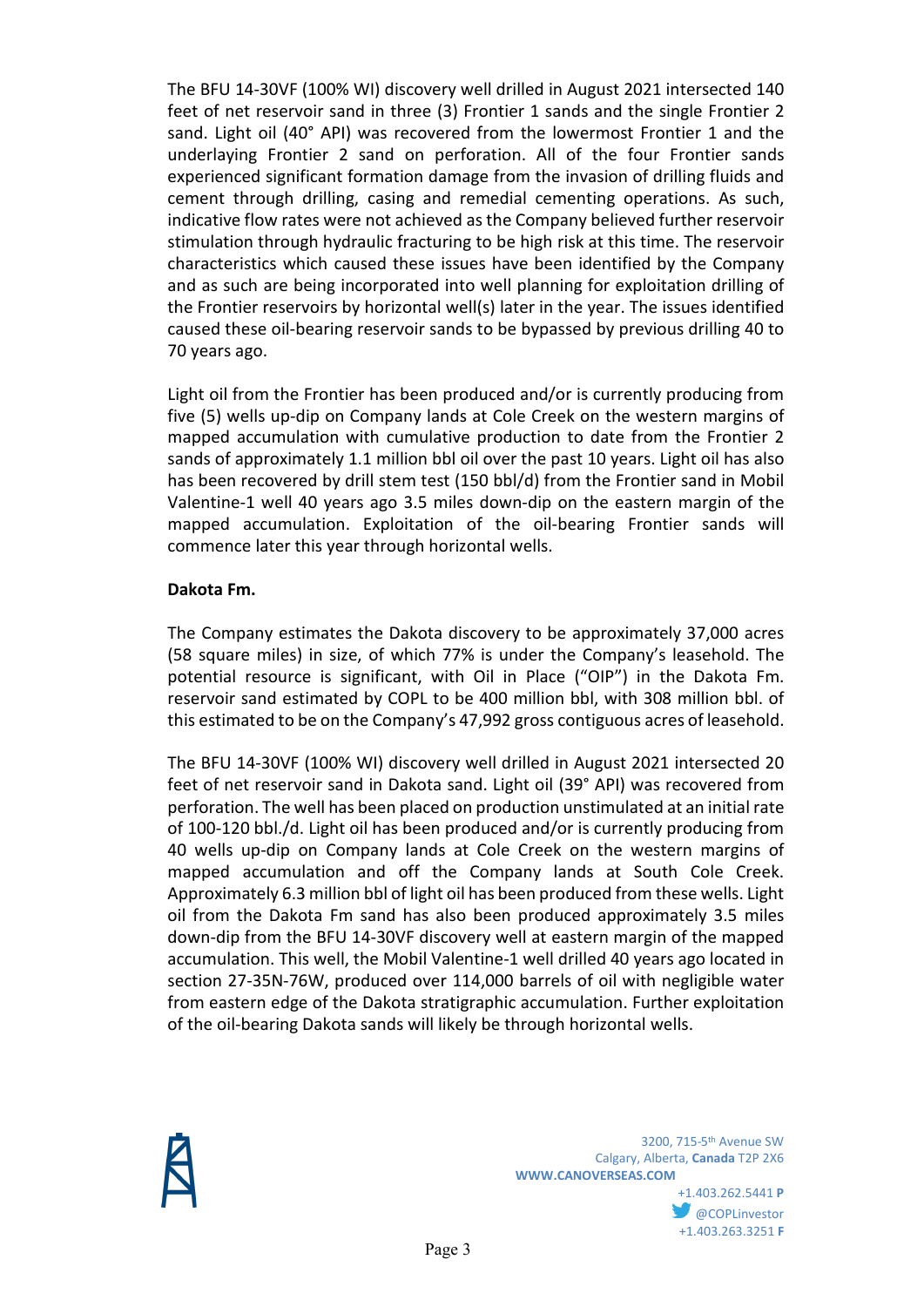The BFU 14-30VF (100% WI) discovery well drilled in August 2021 intersected 140 feet of net reservoir sand in three (3) Frontier 1 sands and the single Frontier 2 sand. Light oil (40° API) was recovered from the lowermost Frontier 1 and the underlaying Frontier 2 sand on perforation. All of the four Frontier sands experienced significant formation damage from the invasion of drilling fluids and cement through drilling, casing and remedial cementing operations. As such, indicative flow rates were not achieved as the Company believed further reservoir stimulation through hydraulic fracturing to be high risk at this time. The reservoir characteristics which caused these issues have been identified by the Company and as such are being incorporated into well planning for exploitation drilling of the Frontier reservoirs by horizontal well(s) later in the year. The issues identified caused these oil-bearing reservoir sands to be bypassed by previous drilling 40 to 70 years ago.

Light oil from the Frontier has been produced and/or is currently producing from five (5) wells up-dip on Company lands at Cole Creek on the western margins of mapped accumulation with cumulative production to date from the Frontier 2 sands of approximately 1.1 million bbl oil over the past 10 years. Light oil has also has been recovered by drill stem test (150 bbl/d) from the Frontier sand in Mobil Valentine-1 well 40 years ago 3.5 miles down-dip on the eastern margin of the mapped accumulation. Exploitation of the oil-bearing Frontier sands will commence later this year through horizontal wells.

**Dakota Fm.**

The Company estimates the Dakota discovery to be approximately 37,000 acres (58 square miles) in size, of which 77% is under the Company's leasehold. The potential resource is significant, with Oil in Place ("OIP") in the Dakota Fm. reservoir sand estimated by COPL to be 400 million bbl, with 308 million bbl. of this estimated to be on the Company's 47,992 gross contiguous acres of leasehold.

The BFU 14-30VF (100% WI) discovery well drilled in August 2021 intersected 20 feet of net reservoir sand in Dakota sand. Light oil (39° API) was recovered from perforation. The well has been placed on production unstimulated at an initial rate of 100-120 bbl./d. Light oil has been produced and/or is currently producing from 40 wells up-dip on Company lands at Cole Creek on the western margins of mapped accumulation and off the Company lands at South Cole Creek. Approximately 6.3 million bbl of light oil has been produced from these wells. Light oil from the Dakota Fm sand has also been produced approximately 3.5 miles down-dip from the BFU 14-30VF discovery well at eastern margin of the mapped accumulation. This well, the Mobil Valentine-1 well drilled 40 years ago located in section 27-35N-76W, produced over 114,000 barrels of oil with negligible water from eastern edge of the Dakota stratigraphic accumulation. Further exploitation of the oil-bearing Dakota sands will likely be through horizontal wells.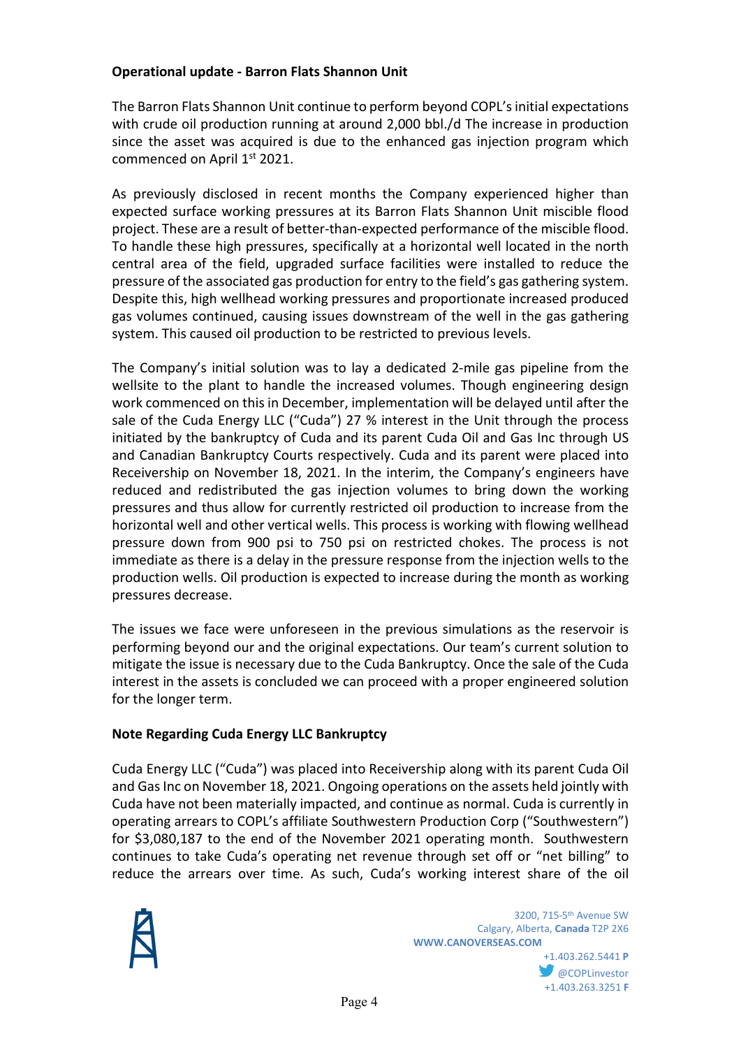**Operational update - Barron Flats Shannon Unit**

The Barron Flats Shannon Unit continue to perform beyond COPL's initial expectations with crude oil production running at around 2,000 bbl./d The increase in production since the asset was acquired is due to the enhanced gas injection program which commenced on April 1st 2021.

As previously disclosed in recent months the Company experienced higher than expected surface working pressures at its Barron Flats Shannon Unit miscible flood project. These are a result of better-than-expected performance of the miscible flood. To handle these high pressures, specifically at a horizontal well located in the north central area of the field, upgraded surface facilities were installed to reduce the pressure of the associated gas production for entry to the field's gas gathering system. Despite this, high wellhead working pressures and proportionate increased produced gas volumes continued, causing issues downstream of the well in the gas gathering system. This caused oil production to be restricted to previous levels.

The Company's initial solution was to lay a dedicated 2-mile gas pipeline from the wellsite to the plant to handle the increased volumes. Though engineering design work commenced on this in December, implementation will be delayed until after the sale of the Cuda Energy LLC ("Cuda") 27 % interest in the Unit through the process initiated by the bankruptcy of Cuda and its parent Cuda Oil and Gas Inc through US and Canadian Bankruptcy Courts respectively. Cuda and its parent were placed into Receivership on November 18, 2021. In the interim, the Company's engineers have reduced and redistributed the gas injection volumes to bring down the working pressures and thus allow for currently restricted oil production to increase from the horizontal well and other vertical wells. This process is working with flowing wellhead pressure down from 900 psi to 750 psi on restricted chokes. The process is not immediate as there is a delay in the pressure response from the injection wells to the production wells. Oil production is expected to increase during the month as working pressures decrease.

The issues we face were unforeseen in the previous simulations as the reservoir is performing beyond our and the original expectations. Our team's current solution to mitigate the issue is necessary due to the Cuda Bankruptcy. Once the sale of the Cuda interest in the assets is concluded we can proceed with a proper engineered solution for the longer term.

**Note Regarding Cuda Energy LLC Bankruptcy**

Cuda Energy LLC ("Cuda") was placed into Receivership along with its parent Cuda Oil and Gas Inc on November 18, 2021. Ongoing operations on the assets held jointly with Cuda have not been materially impacted, and continue as normal. Cuda is currently in operating arrears to COPL's affiliate Southwestern Production Corp ("Southwestern") for $3,080,187 to the end of the November 2021 operating month. Southwestern continues to take Cuda's operating net revenue through set off or "net billing" to reduce the arrears over time. As such, Cuda's working interest share of the oil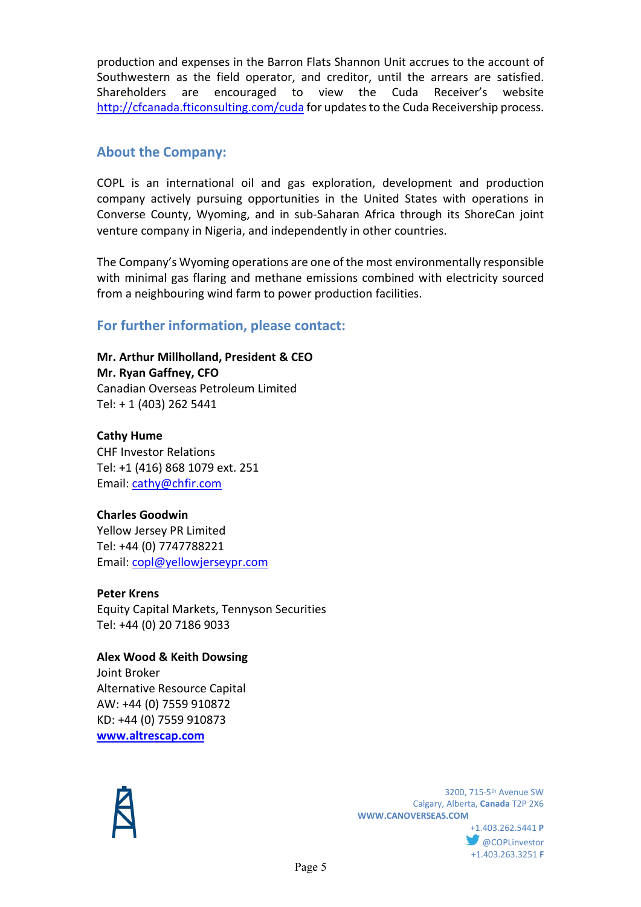production and expenses in the Barron Flats Shannon Unit accrues to the account of Southwestern as the field operator, and creditor, until the arrears are satisfied. Shareholders are encouraged to view the Cuda Receiver's website [http://cfcanada.fticonsulting.com/cuda](http://cfcanada.fticonsulting.com/cuda) for updates to the Cuda Receivership process.

## About the Company:

COPL is an international oil and gas exploration, development and production company actively pursuing opportunities in the United States with operations in Converse County, Wyoming, and in sub-Saharan Africa through its ShoreCan joint venture company in Nigeria, and independently in other countries.

The Company's Wyoming operations are one of the most environmentally responsible with minimal gas flaring and methane emissions combined with electricity sourced from a neighbouring wind farm to power production facilities.

## For further information, please contact:

**Mr. Arthur Millholland, President & CEO**
**Mr. Ryan Gaffney, CFO**
Canadian Overseas Petroleum Limited
Tel: + 1 (403) 262 5441

**Cathy Hume**
CHF Investor Relations
Tel: +1 (416) 868 1079 ext. 251
Email: [cathy@chfir.com](mailto:cathy@chfir.com)

**Charles Goodwin**
Yellow Jersey PR Limited
Tel: +44 (0) 7747788221
Email: [copl@yellowjerseypr.com](mailto:copl@yellowjerseypr.com)

**Peter Krens**
Equity Capital Markets, Tennyson Securities
Tel: +44 (0) 20 7186 9033

**Alex Wood & Keith Dowsing**
Joint Broker
Alternative Resource Capital
AW: +44 (0) 7559 910872
KD: +44 (0) 7559 910873
**[www.altrescap.com](http://www.altrescap.com)**

3200, 715-5th Avenue SW
Calgary, Alberta, **Canada** T2P 2X6
**WWW.CANOVERSEAS.COM**
+1.403.262.5441 **P**
@COPLinvestor
+1.403.263.3251 **F**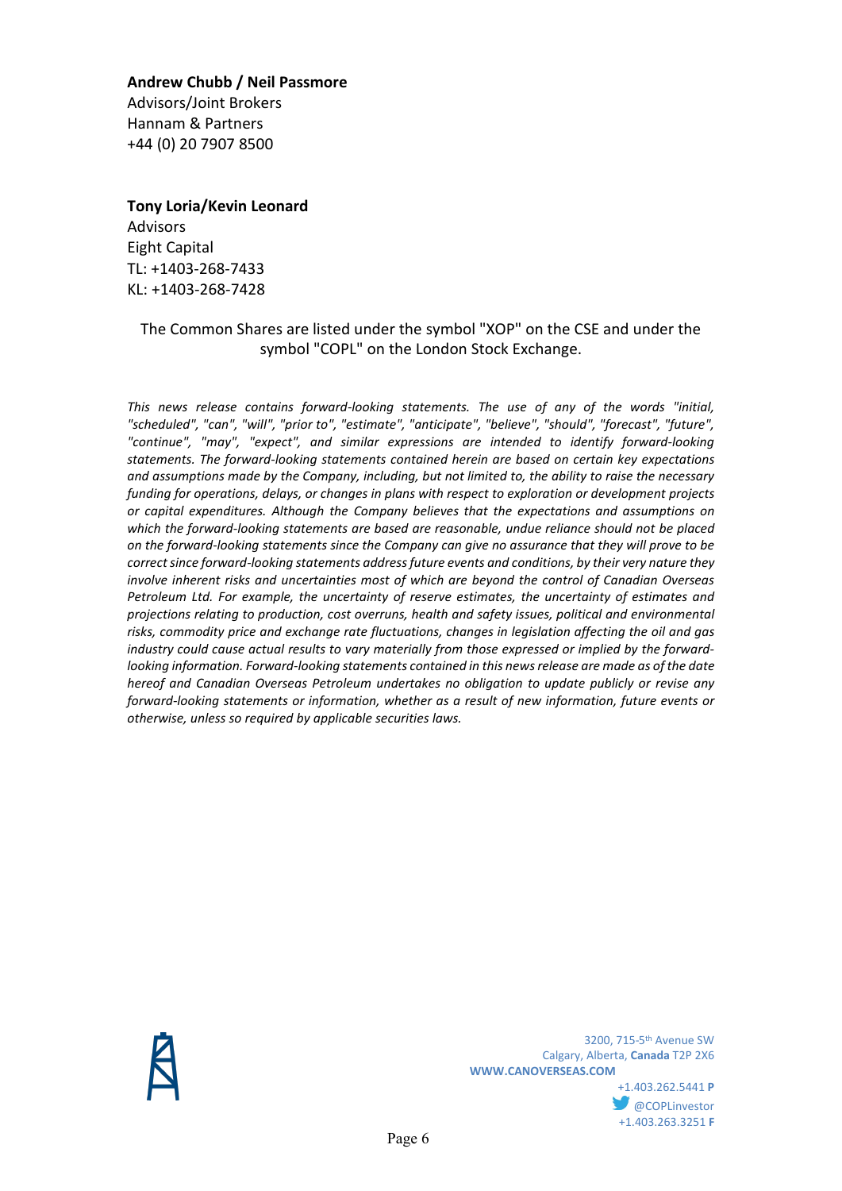**Andrew Chubb / Neil Passmore**
Advisors/Joint Brokers
Hannam & Partners
+44 (0) 20 7907 8500

**Tony Loria/Kevin Leonard**
Advisors
Eight Capital
TL: +1403-268-7433
KL: +1403-268-7428

The Common Shares are listed under the symbol "XOP" on the CSE and under the symbol "COPL" on the London Stock Exchange.

*This news release contains forward-looking statements. The use of any of the words "initial, "scheduled", "can", "will", "prior to", "estimate", "anticipate", "believe", "should", "forecast", "future", "continue", "may", "expect", and similar expressions are intended to identify forward-looking statements. The forward-looking statements contained herein are based on certain key expectations and assumptions made by the Company, including, but not limited to, the ability to raise the necessary funding for operations, delays, or changes in plans with respect to exploration or development projects or capital expenditures. Although the Company believes that the expectations and assumptions on which the forward-looking statements are based are reasonable, undue reliance should not be placed on the forward-looking statements since the Company can give no assurance that they will prove to be correct since forward-looking statements address future events and conditions, by their very nature they involve inherent risks and uncertainties most of which are beyond the control of Canadian Overseas Petroleum Ltd. For example, the uncertainty of reserve estimates, the uncertainty of estimates and projections relating to production, cost overruns, health and safety issues, political and environmental risks, commodity price and exchange rate fluctuations, changes in legislation affecting the oil and gas industry could cause actual results to vary materially from those expressed or implied by the forward-looking information. Forward-looking statements contained in this news release are made as of the date hereof and Canadian Overseas Petroleum undertakes no obligation to update publicly or revise any forward-looking statements or information, whether as a result of new information, future events or otherwise, unless so required by applicable securities laws.*

3200, 715-5th Avenue SW
Calgary, Alberta, **Canada** T2P 2X6
**WWW.CANOVERSEAS.COM**
+1.403.262.5441 **P**
@COPLinvestor
+1.403.263.3251 **F**